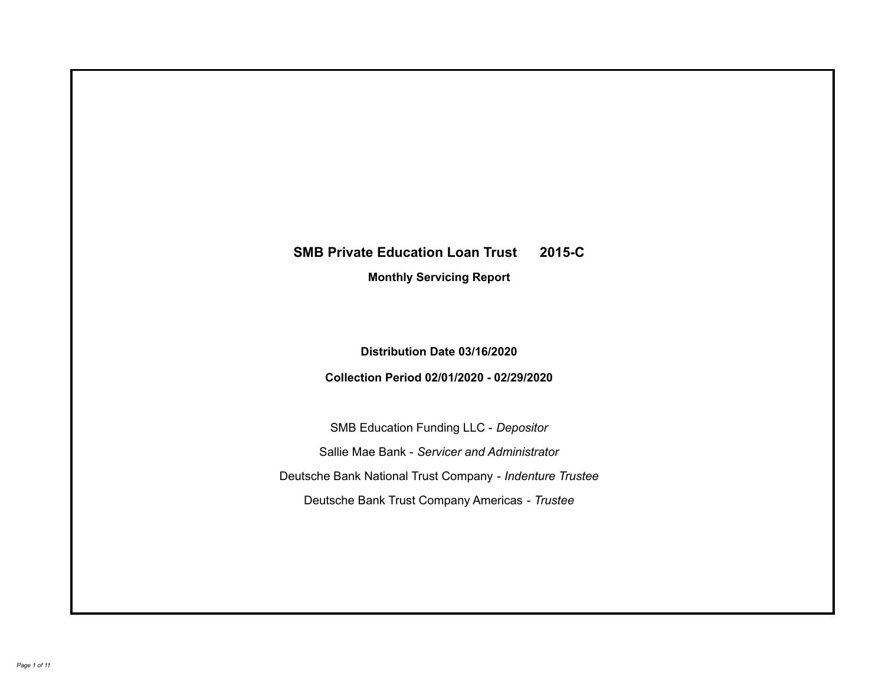# SMB Private Education Loan Trust 2015-C

## Monthly Servicing Report

**Distribution Date 03/16/2020**

**Collection Period 02/01/2020 - 02/29/2020**

SMB Education Funding LLC - *Depositor*

Sallie Mae Bank - *Servicer and Administrator*

Deutsche Bank National Trust Company - *Indenture Trustee*

Deutsche Bank Trust Company Americas - *Trustee*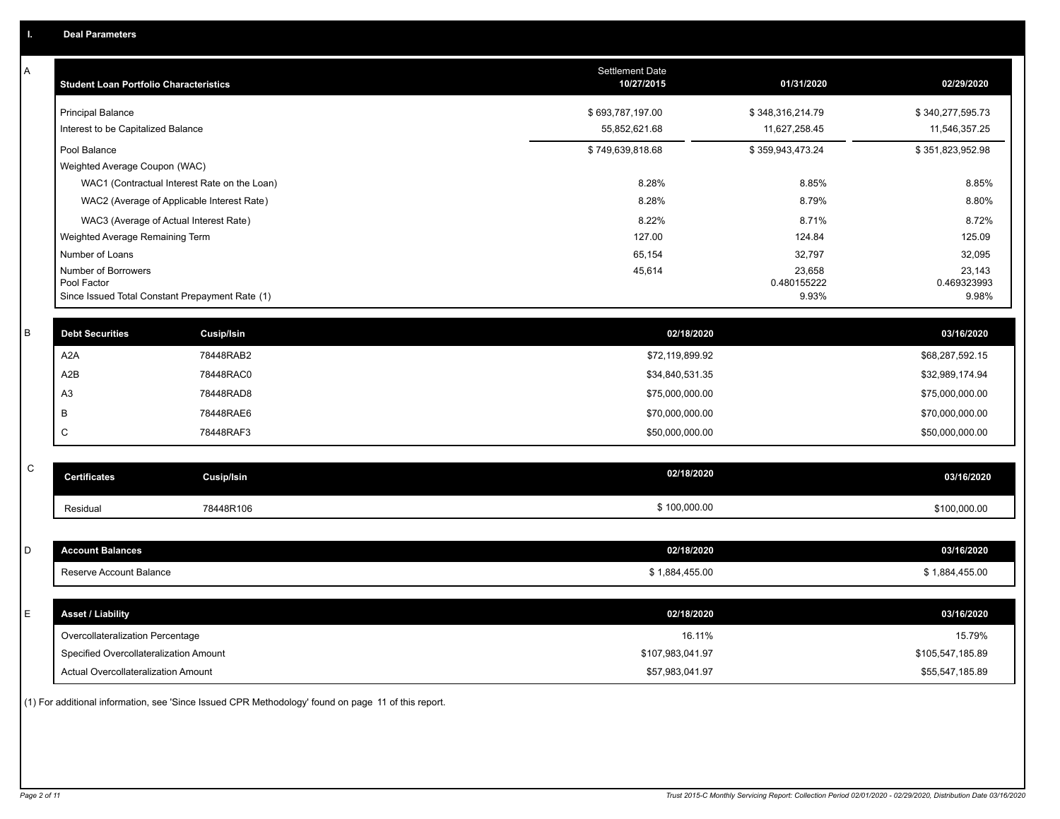# I. Deal Parameters

## A

| Student Loan Portfolio Characteristics | Settlement Date 10/27/2015 | 01/31/2020 | 02/29/2020 |
|---|---|---|---|
| Principal Balance | $ 693,787,197.00 | $ 348,316,214.79 | $ 340,277,595.73 |
| Interest to be Capitalized Balance | 55,852,621.68 | 11,627,258.45 | 11,546,357.25 |
| Pool Balance | $ 749,639,818.68 | $ 359,943,473.24 | $ 351,823,952.98 |
| Weighted Average Coupon (WAC) | | | |
| WAC1 (Contractual Interest Rate on the Loan) | 8.28% | 8.85% | 8.85% |
| WAC2 (Average of Applicable Interest Rate) | 8.28% | 8.79% | 8.80% |
| WAC3 (Average of Actual Interest Rate) | 8.22% | 8.71% | 8.72% |
| Weighted Average Remaining Term | 127.00 | 124.84 | 125.09 |
| Number of Loans | 65,154 | 32,797 | 32,095 |
| Number of Borrowers | 45,614 | 23,658 | 23,143 |
| Pool Factor | | 0.480155222 | 0.469323993 |
| Since Issued Total Constant Prepayment Rate (1) | | 9.93% | 9.98% |

## B

| Debt Securities | Cusip/Isin | 02/18/2020 | 03/16/2020 |
|---|---|---|---|
| A2A | 78448RAB2 | $72,119,899.92 | $68,287,592.15 |
| A2B | 78448RAC0 | $34,840,531.35 | $32,989,174.94 |
| A3 | 78448RAD8 | $75,000,000.00 | $75,000,000.00 |
| B | 78448RAE6 | $70,000,000.00 | $70,000,000.00 |
| C | 78448RAF3 | $50,000,000.00 | $50,000,000.00 |

## C

| Certificates | Cusip/Isin | 02/18/2020 | 03/16/2020 |
|---|---|---|---|
| Residual | 78448R106 | $ 100,000.00 | $100,000.00 |

## D

| Account Balances | 02/18/2020 | 03/16/2020 |
|---|---|---|
| Reserve Account Balance | $ 1,884,455.00 | $ 1,884,455.00 |

## E

| Asset / Liability | 02/18/2020 | 03/16/2020 |
|---|---|---|
| Overcollateralization Percentage | 16.11% | 15.79% |
| Specified Overcollateralization Amount | $107,983,041.97 | $105,547,185.89 |
| Actual Overcollateralization Amount | $57,983,041.97 | $55,547,185.89 |

(1) For additional information, see 'Since Issued CPR Methodology' found on page 11 of this report.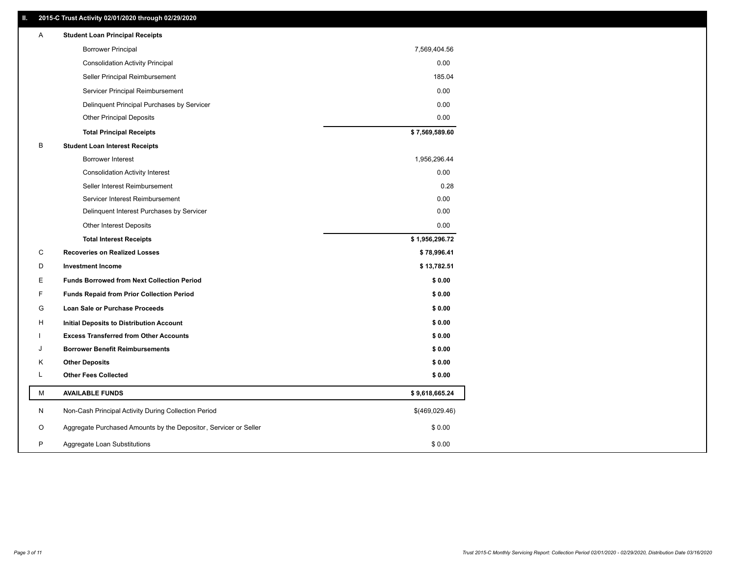## II. 2015-C Trust Activity 02/01/2020 through 02/29/2020

| | | |
|---|---|---|
| A | **Student Loan Principal Receipts** | |
| | Borrower Principal | 7,569,404.56 |
| | Consolidation Activity Principal | 0.00 |
| | Seller Principal Reimbursement | 185.04 |
| | Servicer Principal Reimbursement | 0.00 |
| | Delinquent Principal Purchases by Servicer | 0.00 |
| | Other Principal Deposits | 0.00 |
| | **Total Principal Receipts** | **$ 7,569,589.60** |
| B | **Student Loan Interest Receipts** | |
| | Borrower Interest | 1,956,296.44 |
| | Consolidation Activity Interest | 0.00 |
| | Seller Interest Reimbursement | 0.28 |
| | Servicer Interest Reimbursement | 0.00 |
| | Delinquent Interest Purchases by Servicer | 0.00 |
| | Other Interest Deposits | 0.00 |
| | **Total Interest Receipts** | **$ 1,956,296.72** |
| C | **Recoveries on Realized Losses** | **$ 78,996.41** |
| D | **Investment Income** | **$ 13,782.51** |
| E | **Funds Borrowed from Next Collection Period** | **$ 0.00** |
| F | **Funds Repaid from Prior Collection Period** | **$ 0.00** |
| G | **Loan Sale or Purchase Proceeds** | **$ 0.00** |
| H | **Initial Deposits to Distribution Account** | **$ 0.00** |
| I | **Excess Transferred from Other Accounts** | **$ 0.00** |
| J | **Borrower Benefit Reimbursements** | **$ 0.00** |
| K | **Other Deposits** | **$ 0.00** |
| L | **Other Fees Collected** | **$ 0.00** |
| M | **AVAILABLE FUNDS** | **$ 9,618,665.24** |
| N | Non-Cash Principal Activity During Collection Period | $(469,029.46) |
| O | Aggregate Purchased Amounts by the Depositor, Servicer or Seller | $ 0.00 |
| P | Aggregate Loan Substitutions | $ 0.00 |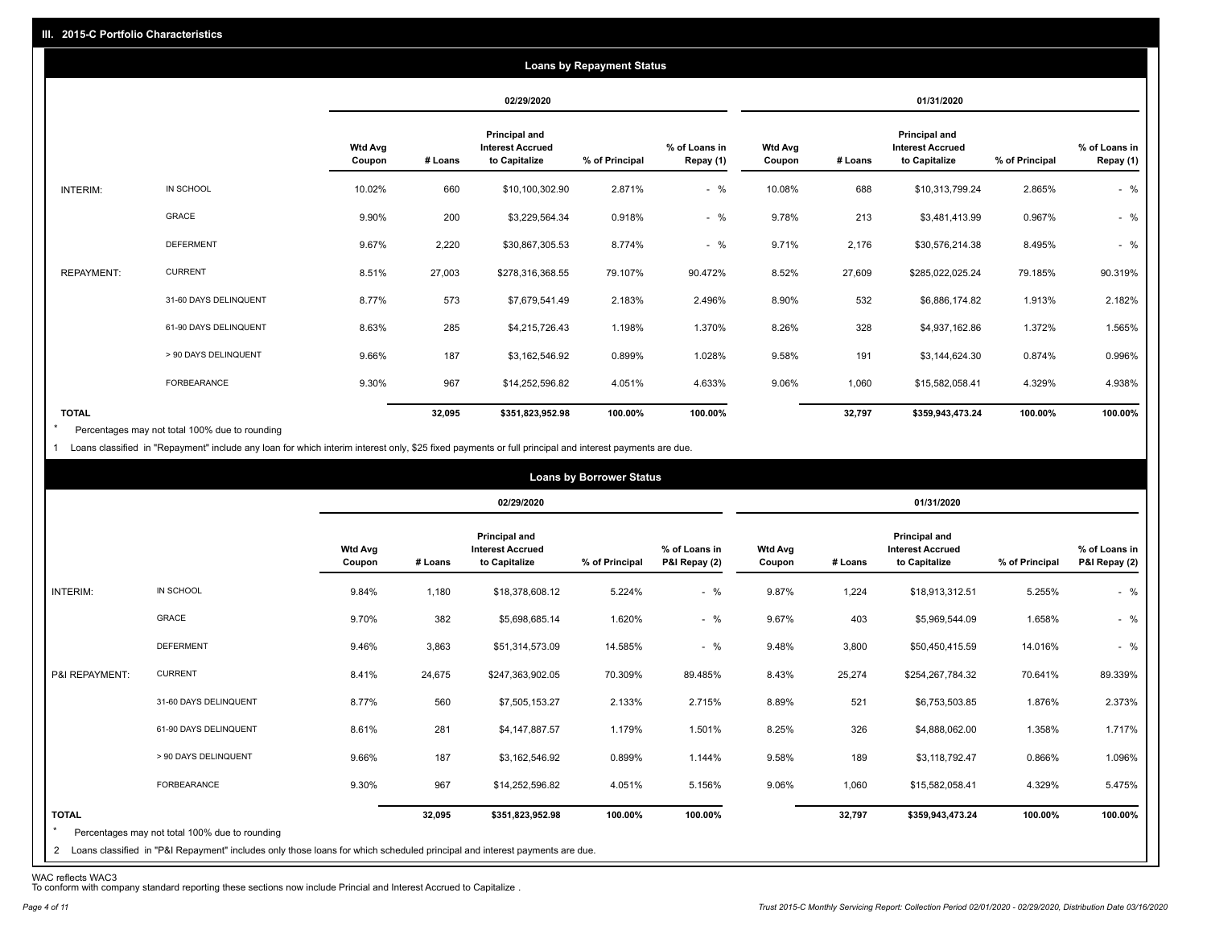## III. 2015-C Portfolio Characteristics

### Loans by Repayment Status

| | | 02/29/2020 | | | | | 01/31/2020 | | | | |
|---|---|---|---|---|---|---|---|---|---|---|---|
| | | Wtd Avg Coupon | # Loans | Principal and Interest Accrued to Capitalize | % of Principal | % of Loans in Repay (1) | Wtd Avg Coupon | # Loans | Principal and Interest Accrued to Capitalize | % of Principal | % of Loans in Repay (1) |
| INTERIM: | IN SCHOOL | 10.02% | 660 | $10,100,302.90 | 2.871% | - % | 10.08% | 688 | $10,313,799.24 | 2.865% | - % |
| | GRACE | 9.90% | 200 | $3,229,564.34 | 0.918% | - % | 9.78% | 213 | $3,481,413.99 | 0.967% | - % |
| | DEFERMENT | 9.67% | 2,220 | $30,867,305.53 | 8.774% | - % | 9.71% | 2,176 | $30,576,214.38 | 8.495% | - % |
| REPAYMENT: | CURRENT | 8.51% | 27,003 | $278,316,368.55 | 79.107% | 90.472% | 8.52% | 27,609 | $285,022,025.24 | 79.185% | 90.319% |
| | 31-60 DAYS DELINQUENT | 8.77% | 573 | $7,679,541.49 | 2.183% | 2.496% | 8.90% | 532 | $6,886,174.82 | 1.913% | 2.182% |
| | 61-90 DAYS DELINQUENT | 8.63% | 285 | $4,215,726.43 | 1.198% | 1.370% | 8.26% | 328 | $4,937,162.86 | 1.372% | 1.565% |
| | > 90 DAYS DELINQUENT | 9.66% | 187 | $3,162,546.92 | 0.899% | 1.028% | 9.58% | 191 | $3,144,624.30 | 0.874% | 0.996% |
| | FORBEARANCE | 9.30% | 967 | $14,252,596.82 | 4.051% | 4.633% | 9.06% | 1,060 | $15,582,058.41 | 4.329% | 4.938% |
| TOTAL | | | 32,095 | $351,823,952.98 | 100.00% | 100.00% | | 32,797 | $359,943,473.24 | 100.00% | 100.00% |

\* Percentages may not total 100% due to rounding

1 Loans classified in "Repayment" include any loan for which interim interest only, $25 fixed payments or full principal and interest payments are due.

### Loans by Borrower Status

| | | 02/29/2020 | | | | | 01/31/2020 | | | | |
|---|---|---|---|---|---|---|---|---|---|---|---|
| | | Wtd Avg Coupon | # Loans | Principal and Interest Accrued to Capitalize | % of Principal | % of Loans in P&I Repay (2) | Wtd Avg Coupon | # Loans | Principal and Interest Accrued to Capitalize | % of Principal | % of Loans in P&I Repay (2) |
| INTERIM: | IN SCHOOL | 9.84% | 1,180 | $18,378,608.12 | 5.224% | - % | 9.87% | 1,224 | $18,913,312.51 | 5.255% | - % |
| | GRACE | 9.70% | 382 | $5,698,685.14 | 1.620% | - % | 9.67% | 403 | $5,969,544.09 | 1.658% | - % |
| | DEFERMENT | 9.46% | 3,863 | $51,314,573.09 | 14.585% | - % | 9.48% | 3,800 | $50,450,415.59 | 14.016% | - % |
| P&I REPAYMENT: | CURRENT | 8.41% | 24,675 | $247,363,902.05 | 70.309% | 89.485% | 8.43% | 25,274 | $254,267,784.32 | 70.641% | 89.339% |
| | 31-60 DAYS DELINQUENT | 8.77% | 560 | $7,505,153.27 | 2.133% | 2.715% | 8.89% | 521 | $6,753,503.85 | 1.876% | 2.373% |
| | 61-90 DAYS DELINQUENT | 8.61% | 281 | $4,147,887.57 | 1.179% | 1.501% | 8.25% | 326 | $4,888,062.00 | 1.358% | 1.717% |
| | > 90 DAYS DELINQUENT | 9.66% | 187 | $3,162,546.92 | 0.899% | 1.144% | 9.58% | 189 | $3,118,792.47 | 0.866% | 1.096% |
| | FORBEARANCE | 9.30% | 967 | $14,252,596.82 | 4.051% | 5.156% | 9.06% | 1,060 | $15,582,058.41 | 4.329% | 5.475% |
| TOTAL | | | 32,095 | $351,823,952.98 | 100.00% | 100.00% | | 32,797 | $359,943,473.24 | 100.00% | 100.00% |

\* Percentages may not total 100% due to rounding

2 Loans classified in "P&I Repayment" includes only those loans for which scheduled principal and interest payments are due.

WAC reflects WAC3
To conform with company standard reporting these sections now include Princial and Interest Accrued to Capitalize .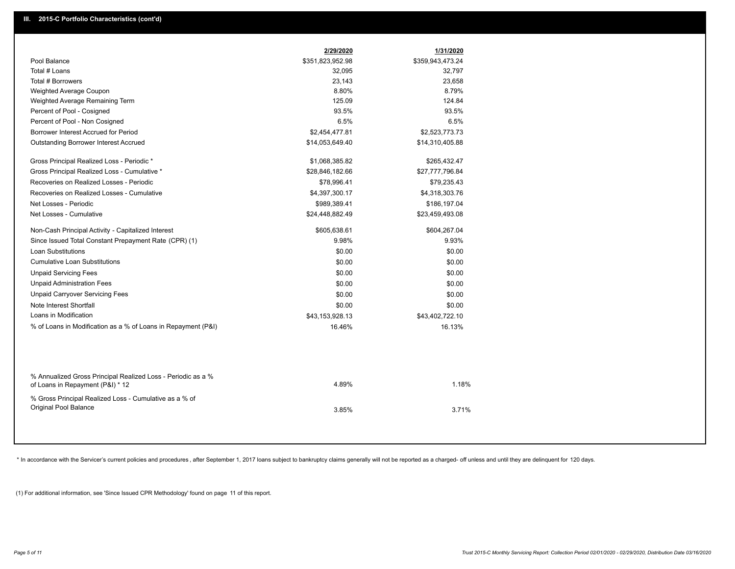## III. 2015-C Portfolio Characteristics (cont'd)

| | 2/29/2020 | 1/31/2020 |
|---|---|---|
| Pool Balance | $351,823,952.98 | $359,943,473.24 |
| Total # Loans | 32,095 | 32,797 |
| Total # Borrowers | 23,143 | 23,658 |
| Weighted Average Coupon | 8.80% | 8.79% |
| Weighted Average Remaining Term | 125.09 | 124.84 |
| Percent of Pool - Cosigned | 93.5% | 93.5% |
| Percent of Pool - Non Cosigned | 6.5% | 6.5% |
| Borrower Interest Accrued for Period | $2,454,477.81 | $2,523,773.73 |
| Outstanding Borrower Interest Accrued | $14,053,649.40 | $14,310,405.88 |
| Gross Principal Realized Loss - Periodic * | $1,068,385.82 | $265,432.47 |
| Gross Principal Realized Loss - Cumulative * | $28,846,182.66 | $27,777,796.84 |
| Recoveries on Realized Losses - Periodic | $78,996.41 | $79,235.43 |
| Recoveries on Realized Losses - Cumulative | $4,397,300.17 | $4,318,303.76 |
| Net Losses - Periodic | $989,389.41 | $186,197.04 |
| Net Losses - Cumulative | $24,448,882.49 | $23,459,493.08 |
| Non-Cash Principal Activity - Capitalized Interest | $605,638.61 | $604,267.04 |
| Since Issued Total Constant Prepayment Rate (CPR) (1) | 9.98% | 9.93% |
| Loan Substitutions | $0.00 | $0.00 |
| Cumulative Loan Substitutions | $0.00 | $0.00 |
| Unpaid Servicing Fees | $0.00 | $0.00 |
| Unpaid Administration Fees | $0.00 | $0.00 |
| Unpaid Carryover Servicing Fees | $0.00 | $0.00 |
| Note Interest Shortfall | $0.00 | $0.00 |
| Loans in Modification | $43,153,928.13 | $43,402,722.10 |
| % of Loans in Modification as a % of Loans in Repayment (P&I) | 16.46% | 16.13% |
| % Annualized Gross Principal Realized Loss - Periodic as a % of Loans in Repayment (P&I) * 12 | 4.89% | 1.18% |
| % Gross Principal Realized Loss - Cumulative as a % of Original Pool Balance | 3.85% | 3.71% |

* In accordance with the Servicer's current policies and procedures, after September 1, 2017 loans subject to bankruptcy claims generally will not be reported as a charged- off unless and until they are delinquent for 120 days.

(1) For additional information, see 'Since Issued CPR Methodology' found on page 11 of this report.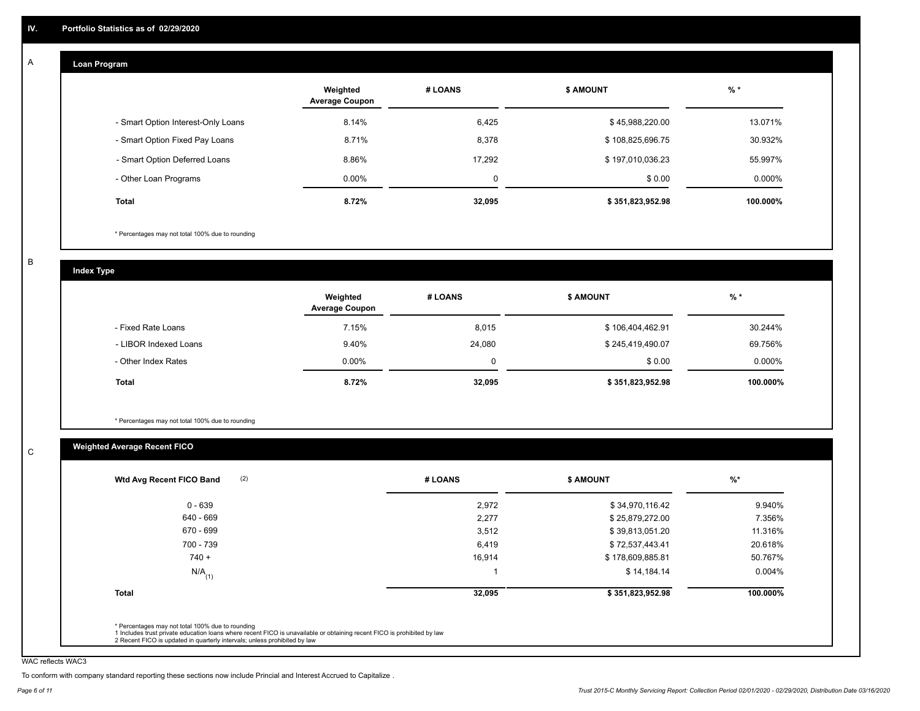## IV. Portfolio Statistics as of 02/29/2020

### A Loan Program

| | Weighted Average Coupon | # LOANS | $ AMOUNT | % * |
|---|---|---|---|---|
| - Smart Option Interest-Only Loans | 8.14% | 6,425 | $ 45,988,220.00 | 13.071% |
| - Smart Option Fixed Pay Loans | 8.71% | 8,378 | $ 108,825,696.75 | 30.932% |
| - Smart Option Deferred Loans | 8.86% | 17,292 | $ 197,010,036.23 | 55.997% |
| - Other Loan Programs | 0.00% | 0 | $ 0.00 | 0.000% |
| **Total** | **8.72%** | **32,095** | **$ 351,823,952.98** | **100.000%** |

\* Percentages may not total 100% due to rounding

### B Index Type

| | Weighted Average Coupon | # LOANS | $ AMOUNT | % * |
|---|---|---|---|---|
| - Fixed Rate Loans | 7.15% | 8,015 | $ 106,404,462.91 | 30.244% |
| - LIBOR Indexed Loans | 9.40% | 24,080 | $ 245,419,490.07 | 69.756% |
| - Other Index Rates | 0.00% | 0 | $ 0.00 | 0.000% |
| **Total** | **8.72%** | **32,095** | **$ 351,823,952.98** | **100.000%** |

\* Percentages may not total 100% due to rounding

### C Weighted Average Recent FICO

| Wtd Avg Recent FICO Band (2) | # LOANS | $ AMOUNT | %* |
|---|---|---|---|
| 0 - 639 | 2,972 | $ 34,970,116.42 | 9.940% |
| 640 - 669 | 2,277 | $ 25,879,272.00 | 7.356% |
| 670 - 699 | 3,512 | $ 39,813,051.20 | 11.316% |
| 700 - 739 | 6,419 | $ 72,537,443.41 | 20.618% |
| 740 + | 16,914 | $ 178,609,885.81 | 50.767% |
| N/A (1) | 1 | $ 14,184.14 | 0.004% |
| **Total** | **32,095** | **$ 351,823,952.98** | **100.000%** |

\* Percentages may not total 100% due to rounding
1 Includes trust private education loans where recent FICO is unavailable or obtaining recent FICO is prohibited by law
2 Recent FICO is updated in quarterly intervals; unless prohibited by law

WAC reflects WAC3

To conform with company standard reporting these sections now include Princial and Interest Accrued to Capitalize .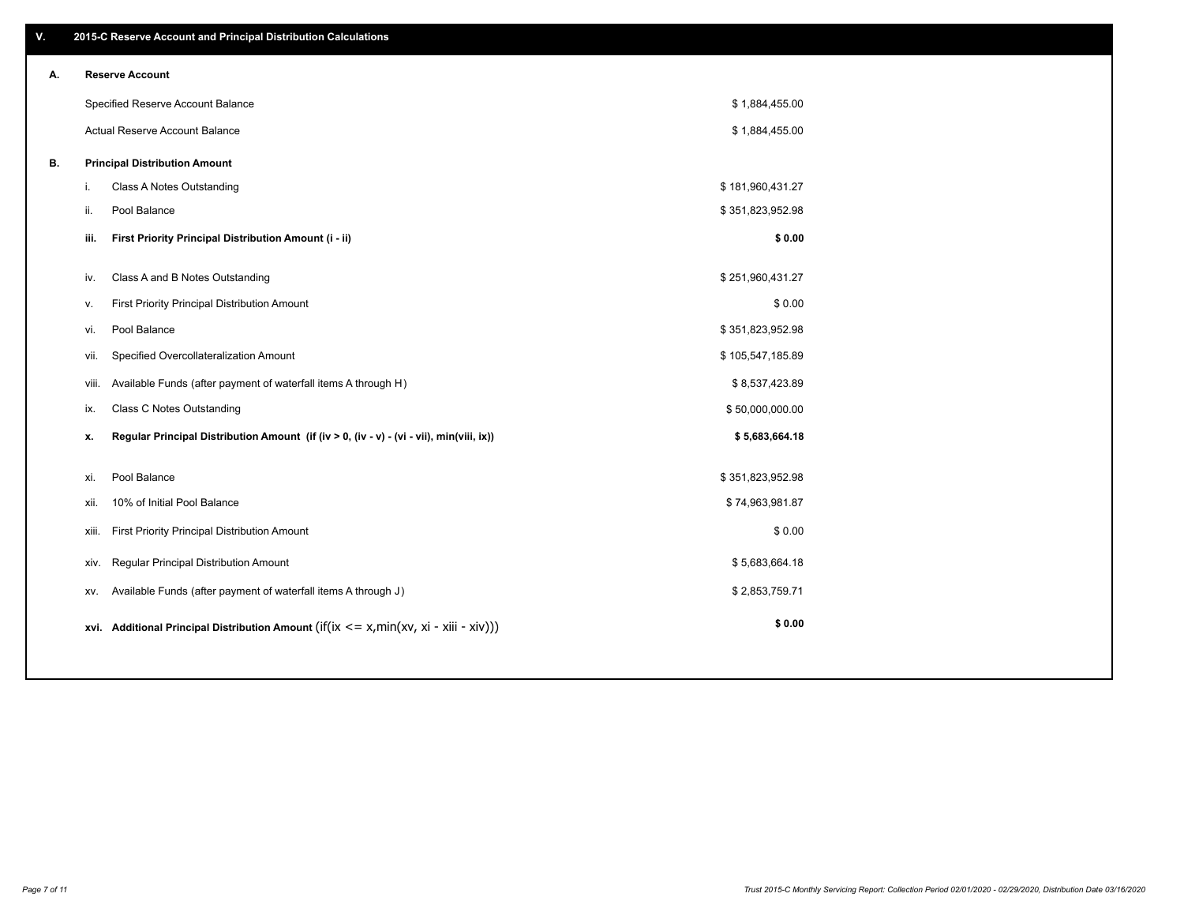## V. 2015-C Reserve Account and Principal Distribution Calculations

### A. Reserve Account

| | |
|---|---|
| Specified Reserve Account Balance | $ 1,884,455.00 |
| Actual Reserve Account Balance | $ 1,884,455.00 |

### B. Principal Distribution Amount

| | | |
|---|---|---|
| i. | Class A Notes Outstanding | $ 181,960,431.27 |
| ii. | Pool Balance | $ 351,823,952.98 |
| **iii.** | **First Priority Principal Distribution Amount (i - ii)** | **$ 0.00** |
| iv. | Class A and B Notes Outstanding | $ 251,960,431.27 |
| v. | First Priority Principal Distribution Amount | $ 0.00 |
| vi. | Pool Balance | $ 351,823,952.98 |
| vii. | Specified Overcollateralization Amount | $ 105,547,185.89 |
| viii. | Available Funds (after payment of waterfall items A through H) | $ 8,537,423.89 |
| ix. | Class C Notes Outstanding | $ 50,000,000.00 |
| **x.** | **Regular Principal Distribution Amount (if (iv > 0, (iv - v) - (vi - vii), min(viii, ix))** | **$ 5,683,664.18** |
| xi. | Pool Balance | $ 351,823,952.98 |
| xii. | 10% of Initial Pool Balance | $ 74,963,981.87 |
| xiii. | First Priority Principal Distribution Amount | $ 0.00 |
| xiv. | Regular Principal Distribution Amount | $ 5,683,664.18 |
| xv. | Available Funds (after payment of waterfall items A through J) | $ 2,853,759.71 |
| **xvi.** | **Additional Principal Distribution Amount** (if(ix <= x,min(xv, xi - xiii - xiv))) | **$ 0.00** |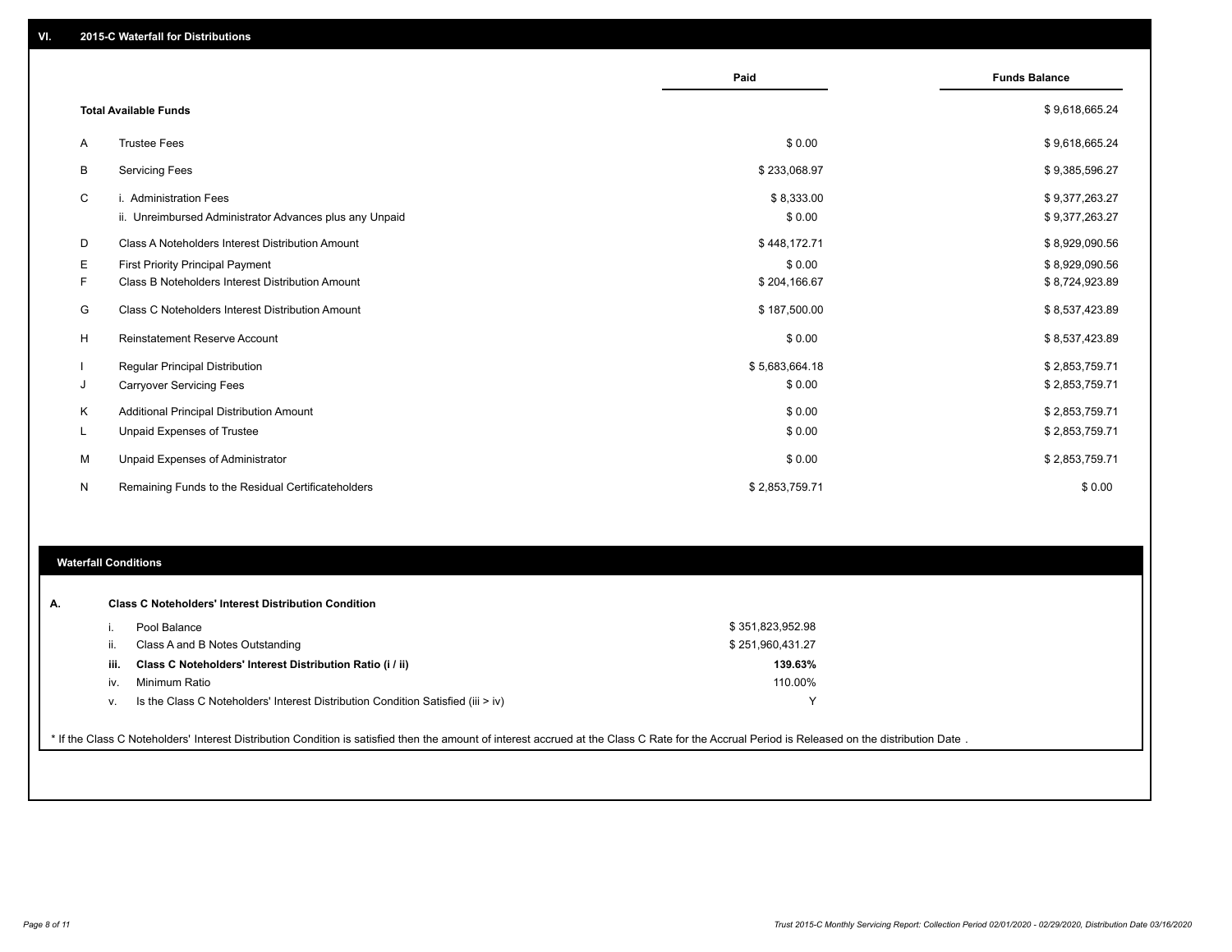## VI. 2015-C Waterfall for Distributions

| | | Paid | Funds Balance |
|---|---|---|---|
| | **Total Available Funds** | | $ 9,618,665.24 |
| A | Trustee Fees | $ 0.00 | $ 9,618,665.24 |
| B | Servicing Fees | $ 233,068.97 | $ 9,385,596.27 |
| C | i. Administration Fees | $ 8,333.00 | $ 9,377,263.27 |
| | ii. Unreimbursed Administrator Advances plus any Unpaid | $ 0.00 | $ 9,377,263.27 |
| D | Class A Noteholders Interest Distribution Amount | $ 448,172.71 | $ 8,929,090.56 |
| E | First Priority Principal Payment | $ 0.00 | $ 8,929,090.56 |
| F | Class B Noteholders Interest Distribution Amount | $ 204,166.67 | $ 8,724,923.89 |
| G | Class C Noteholders Interest Distribution Amount | $ 187,500.00 | $ 8,537,423.89 |
| H | Reinstatement Reserve Account | $ 0.00 | $ 8,537,423.89 |
| I | Regular Principal Distribution | $ 5,683,664.18 | $ 2,853,759.71 |
| J | Carryover Servicing Fees | $ 0.00 | $ 2,853,759.71 |
| K | Additional Principal Distribution Amount | $ 0.00 | $ 2,853,759.71 |
| L | Unpaid Expenses of Trustee | $ 0.00 | $ 2,853,759.71 |
| M | Unpaid Expenses of Administrator | $ 0.00 | $ 2,853,759.71 |
| N | Remaining Funds to the Residual Certificateholders | $ 2,853,759.71 | $ 0.00 |

### Waterfall Conditions

**A. Class C Noteholders' Interest Distribution Condition**

| | | |
|---|---|---|
| i. | Pool Balance | $ 351,823,952.98 |
| ii. | Class A and B Notes Outstanding | $ 251,960,431.27 |
| **iii.** | **Class C Noteholders' Interest Distribution Ratio (i / ii)** | **139.63%** |
| iv. | Minimum Ratio | 110.00% |
| v. | Is the Class C Noteholders' Interest Distribution Condition Satisfied (iii > iv) | Y |

* If the Class C Noteholders' Interest Distribution Condition is satisfied then the amount of interest accrued at the Class C Rate for the Accrual Period is Released on the distribution Date .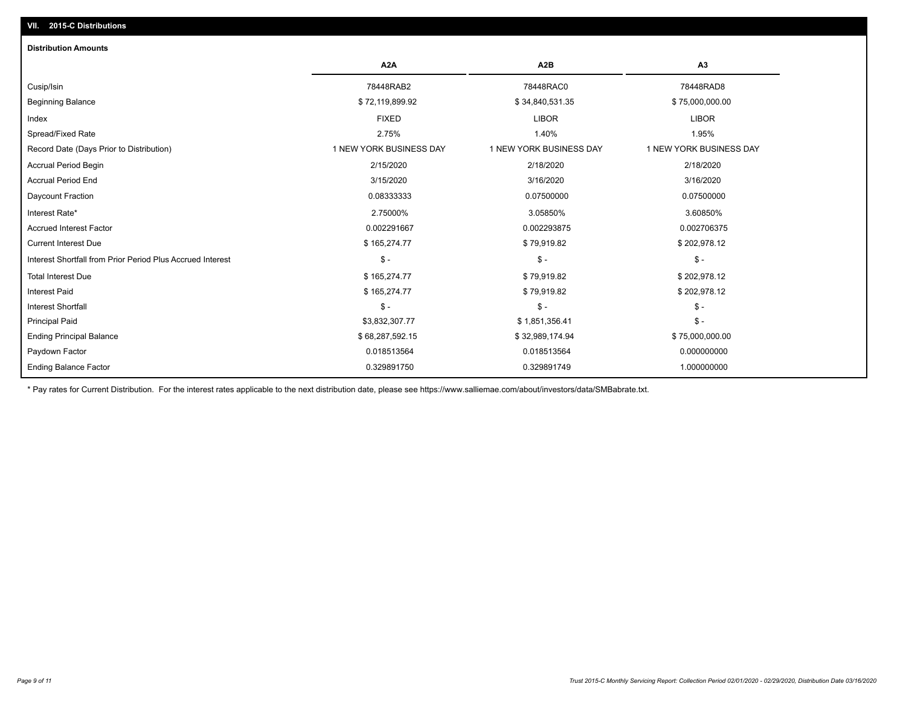## VII. 2015-C Distributions

### Distribution Amounts

| | A2A | A2B | A3 |
|---|---|---|---|
| Cusip/Isin | 78448RAB2 | 78448RAC0 | 78448RAD8 |
| Beginning Balance | $ 72,119,899.92 | $ 34,840,531.35 | $ 75,000,000.00 |
| Index | FIXED | LIBOR | LIBOR |
| Spread/Fixed Rate | 2.75% | 1.40% | 1.95% |
| Record Date (Days Prior to Distribution) | 1 NEW YORK BUSINESS DAY | 1 NEW YORK BUSINESS DAY | 1 NEW YORK BUSINESS DAY |
| Accrual Period Begin | 2/15/2020 | 2/18/2020 | 2/18/2020 |
| Accrual Period End | 3/15/2020 | 3/16/2020 | 3/16/2020 |
| Daycount Fraction | 0.08333333 | 0.07500000 | 0.07500000 |
| Interest Rate* | 2.75000% | 3.05850% | 3.60850% |
| Accrued Interest Factor | 0.002291667 | 0.002293875 | 0.002706375 |
| Current Interest Due | $ 165,274.77 | $ 79,919.82 | $ 202,978.12 |
| Interest Shortfall from Prior Period Plus Accrued Interest | $ - | $ - | $ - |
| Total Interest Due | $ 165,274.77 | $ 79,919.82 | $ 202,978.12 |
| Interest Paid | $ 165,274.77 | $ 79,919.82 | $ 202,978.12 |
| Interest Shortfall | $ - | $ - | $ - |
| Principal Paid | $3,832,307.77 | $ 1,851,356.41 | $ - |
| Ending Principal Balance | $ 68,287,592.15 | $ 32,989,174.94 | $ 75,000,000.00 |
| Paydown Factor | 0.018513564 | 0.018513564 | 0.000000000 |
| Ending Balance Factor | 0.329891750 | 0.329891749 | 1.000000000 |

* Pay rates for Current Distribution. For the interest rates applicable to the next distribution date, please see https://www.salliemae.com/about/investors/data/SMBabrate.txt.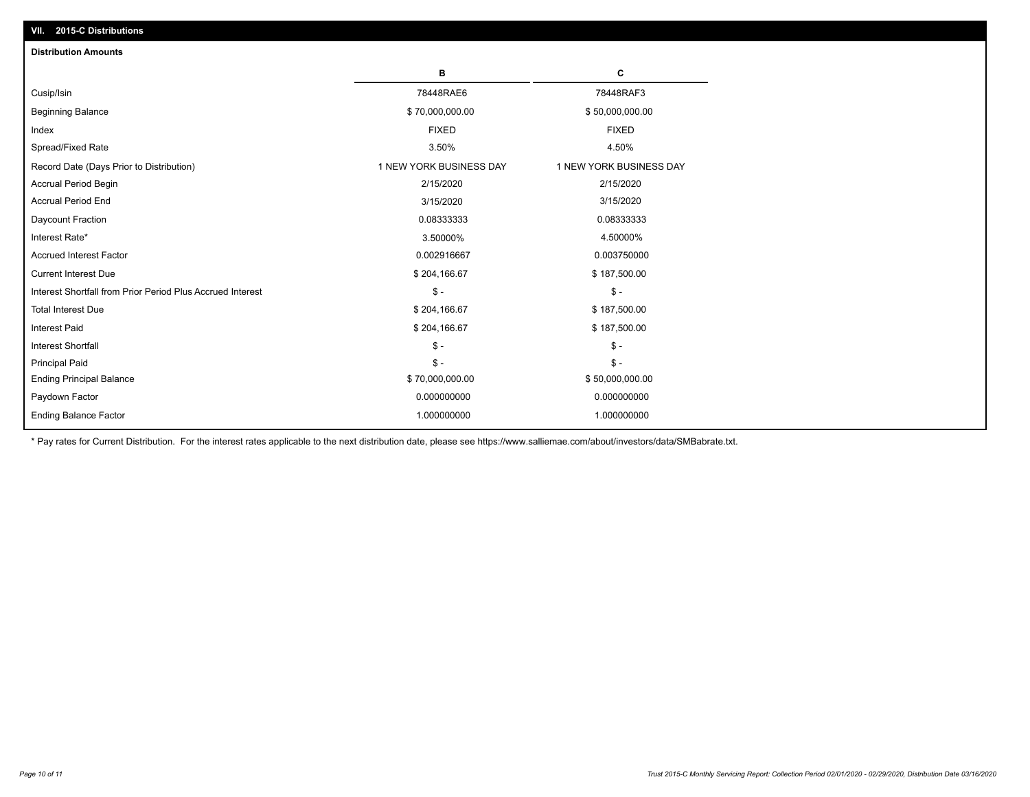## VII. 2015-C Distributions

### Distribution Amounts

| | B | C |
|---|---|---|
| Cusip/Isin | 78448RAE6 | 78448RAF3 |
| Beginning Balance | $ 70,000,000.00 | $ 50,000,000.00 |
| Index | FIXED | FIXED |
| Spread/Fixed Rate | 3.50% | 4.50% |
| Record Date (Days Prior to Distribution) | 1 NEW YORK BUSINESS DAY | 1 NEW YORK BUSINESS DAY |
| Accrual Period Begin | 2/15/2020 | 2/15/2020 |
| Accrual Period End | 3/15/2020 | 3/15/2020 |
| Daycount Fraction | 0.08333333 | 0.08333333 |
| Interest Rate* | 3.50000% | 4.50000% |
| Accrued Interest Factor | 0.002916667 | 0.003750000 |
| Current Interest Due | $ 204,166.67 | $ 187,500.00 |
| Interest Shortfall from Prior Period Plus Accrued Interest | $ - | $ - |
| Total Interest Due | $ 204,166.67 | $ 187,500.00 |
| Interest Paid | $ 204,166.67 | $ 187,500.00 |
| Interest Shortfall | $ - | $ - |
| Principal Paid | $ - | $ - |
| Ending Principal Balance | $ 70,000,000.00 | $ 50,000,000.00 |
| Paydown Factor | 0.000000000 | 0.000000000 |
| Ending Balance Factor | 1.000000000 | 1.000000000 |

* Pay rates for Current Distribution. For the interest rates applicable to the next distribution date, please see https://www.salliemae.com/about/investors/data/SMBabrate.txt.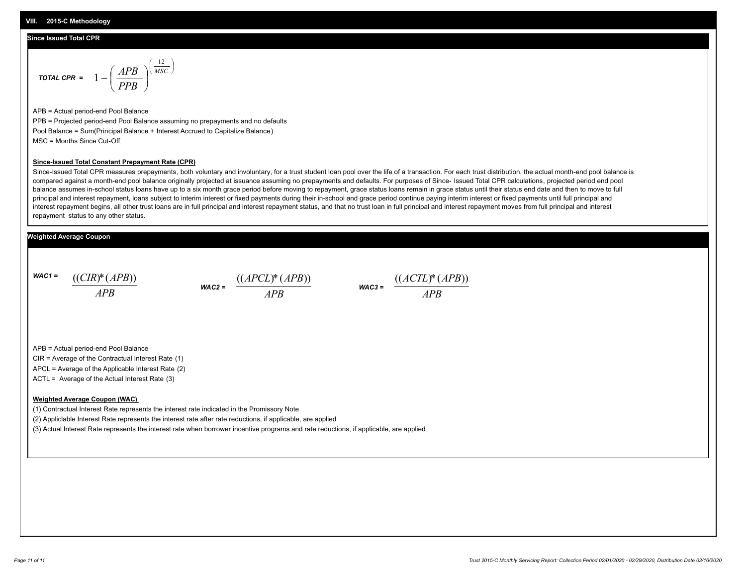## VIII. 2015-C Methodology

### Since Issued Total CPR

***TOTAL CPR =*** $$1 - \left( \frac{APB}{PPB} \right)^{\left( \frac{12}{MSC} \right)}$$

APB = Actual period-end Pool Balance

PPB = Projected period-end Pool Balance assuming no prepayments and no defaults

Pool Balance = Sum(Principal Balance + Interest Accrued to Capitalize Balance)

MSC = Months Since Cut-Off

**Since-Issued Total Constant Prepayment Rate (CPR)**

Since-Issued Total CPR measures prepayments, both voluntary and involuntary, for a trust student loan pool over the life of a transaction. For each trust distribution, the actual month-end pool balance is compared against a month-end pool balance originally projected at issuance assuming no prepayments and defaults. For purposes of Since- Issued Total CPR calculations, projected period end pool balance assumes in-school status loans have up to a six month grace period before moving to repayment, grace status loans remain in grace status until their status end date and then to move to full principal and interest repayment, loans subject to interim interest or fixed payments during their in-school and grace period continue paying interim interest or fixed payments until full principal and interest repayment begins, all other trust loans are in full principal and interest repayment status, and that no trust loan in full principal and interest repayment moves from full principal and interest repayment status to any other status.

### Weighted Average Coupon

***WAC1 =*** $$\frac{((CIR)*(APB))}{APB}$$

***WAC2 =*** $$\frac{((APCL)*(APB))}{APB}$$

***WAC3 =*** $$\frac{((ACTL)*(APB))}{APB}$$

APB = Actual period-end Pool Balance

CIR = Average of the Contractual Interest Rate (1)

APCL = Average of the Applicable Interest Rate (2)

ACTL = Average of the Actual Interest Rate (3)

**Weighted Average Coupon (WAC)**

(1) Contractual Interest Rate represents the interest rate indicated in the Promissory Note

(2) Appliclable Interest Rate represents the interest rate after rate reductions, if applicable, are applied

(3) Actual Interest Rate represents the interest rate when borrower incentive programs and rate reductions, if applicable, are applied